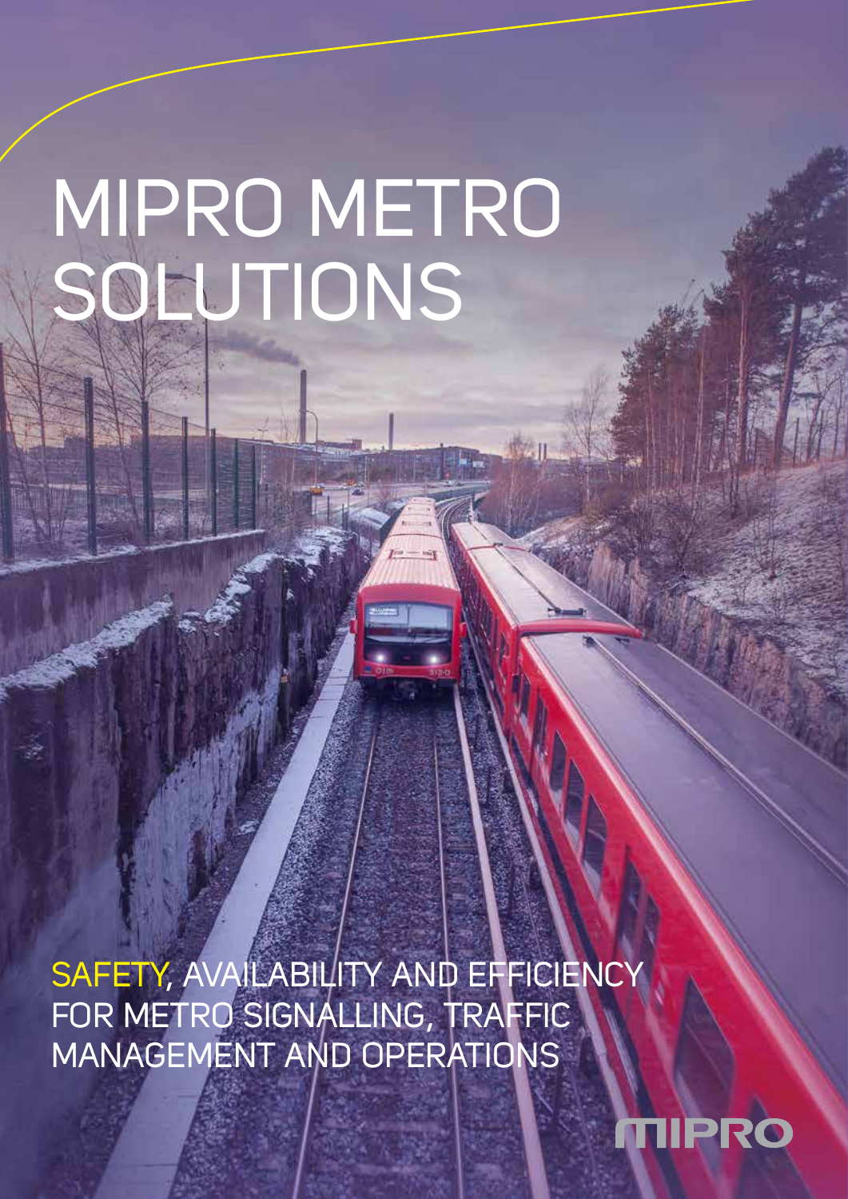# MIPRO METRO SOLUTIONS

SAFETY, AVAILABILITY AND EFFICIENCY FOR METRO SIGNALLING, TRAFFIC MANAGEMENT AND OPERATIONS

MIPRO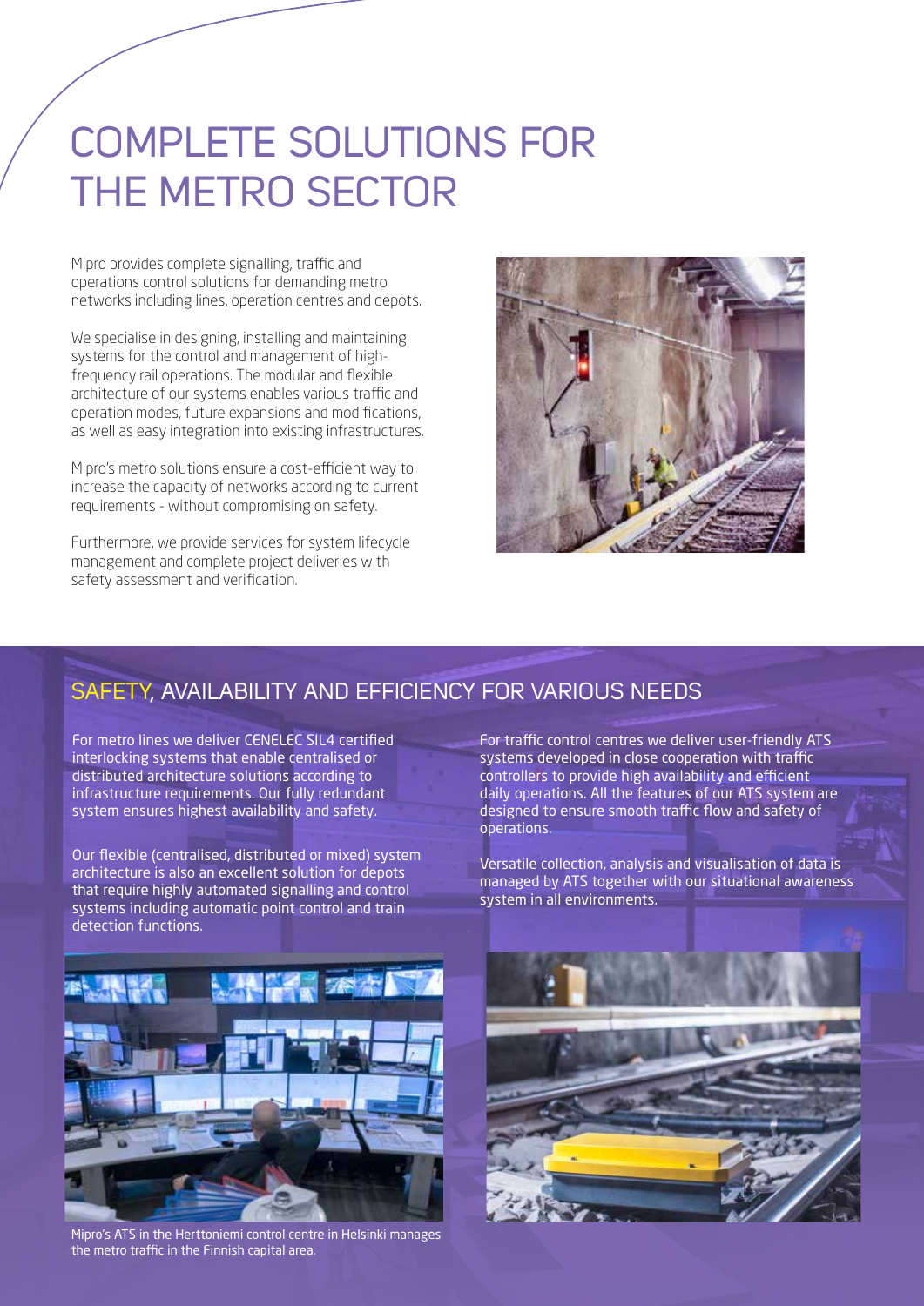# COMPLETE SOLUTIONS FOR THE METRO SECTOR

Mipro provides complete signalling, traffic and operations control solutions for demanding metro networks including lines, operation centres and depots.

We specialise in designing, installing and maintaining systems for the control and management of high-frequency rail operations. The modular and flexible architecture of our systems enables various traffic and operation modes, future expansions and modifications, as well as easy integration into existing infrastructures.

Mipro's metro solutions ensure a cost-efficient way to increase the capacity of networks according to current requirements - without compromising on safety.

Furthermore, we provide services for system lifecycle management and complete project deliveries with safety assessment and verification.

## SAFETY, AVAILABILITY AND EFFICIENCY FOR VARIOUS NEEDS

For metro lines we deliver CENELEC SIL4 certified interlocking systems that enable centralised or distributed architecture solutions according to infrastructure requirements. Our fully redundant system ensures highest availability and safety.

Our flexible (centralised, distributed or mixed) system architecture is also an excellent solution for depots that require highly automated signalling and control systems including automatic point control and train detection functions.

For traffic control centres we deliver user-friendly ATS systems developed in close cooperation with traffic controllers to provide high availability and efficient daily operations. All the features of our ATS system are designed to ensure smooth traffic flow and safety of operations.

Versatile collection, analysis and visualisation of data is managed by ATS together with our situational awareness system in all environments.

Mipro's ATS in the Herttoniemi control centre in Helsinki manages the metro traffic in the Finnish capital area.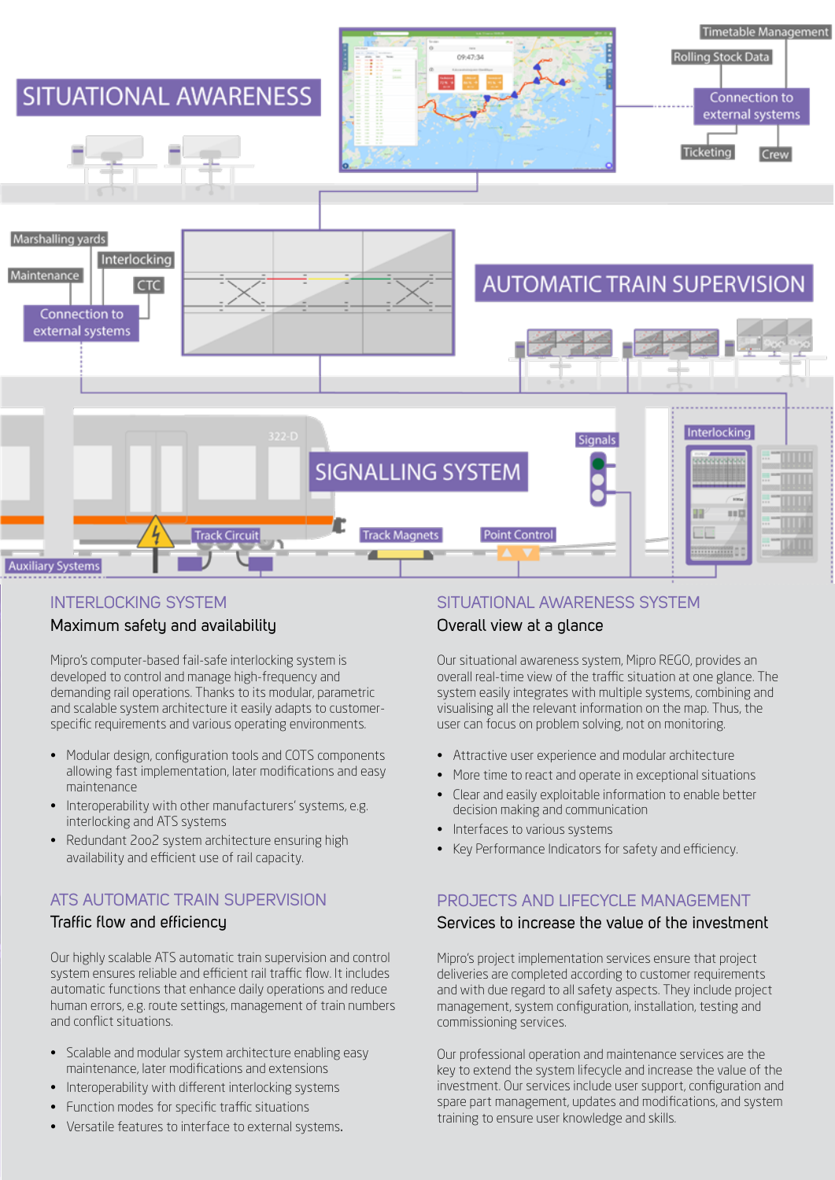SITUATIONAL AWARENESS

Timetable Management

Rolling Stock Data

Connection to external systems

Ticketing

Crew

Marshalling yards

Interlocking

Maintenance

CTC

Connection to external systems

AUTOMATIC TRAIN SUPERVISION

SIGNALLING SYSTEM

Signals

Interlocking

Track Circuit

Track Magnets

Point Control

Auxiliary Systems

## INTERLOCKING SYSTEM

### Maximum safety and availability

Mipro's computer-based fail-safe interlocking system is developed to control and manage high-frequency and demanding rail operations. Thanks to its modular, parametric and scalable software architecture it easily adapts to customer-specific requirements and various operating environments.

- Modular design, configuration tools and COTS components allowing fast implementation, later modifications and easy maintenance
- Interoperability with other manufacturers' systems, e.g. interlocking and ATS systems
- Redundant 2oo2 system architecture ensuring high availability and efficient use of rail capacity.

## ATS AUTOMATIC TRAIN SUPERVISION

### Traffic flow and efficiency

Our highly scalable ATS automatic train supervision and control system ensures reliable and efficient rail traffic flow. It includes automatic functions that enhance daily operations and reduce human errors, e.g. route settings, management of train numbers and conflict situations.

- Scalable and modular system architecture enabling easy maintenance, later modifications and extensions
- Interoperability with different interlocking systems
- Function modes for specific traffic situations
- Versatile features to interface to external systems.

## SITUATIONAL AWARENESS SYSTEM

### Overall view at a glance

Our situational awareness system, Mipro REGO, provides an overall real-time view of the traffic situation at one glance. The system easily integrates with multiple systems, combining and visualising all the relevant information on the map. Thus, the user can focus on problem solving, not on monitoring.

- Attractive user experience and modular architecture
- More time to react and operate in exceptional situations
- Clear and easily exploitable information to enable better decision making and communication
- Interfaces to various systems
- Key Performance Indicators for safety and efficiency.

## PROJECTS AND LIFECYCLE MANAGEMENT

### Services to increase the value of the investment

Mipro's project implementation services ensure that project deliveries are completed according to customer requirements and with due regard to all safety aspects. They include project management, system configuration, installation, testing and commissioning services.

Our professional operation and maintenance services are the key to extend the system lifecycle and increase the value of the investment. Our services include user support, configuration and spare part management, updates and modifications, and system training to ensure user knowledge and skills.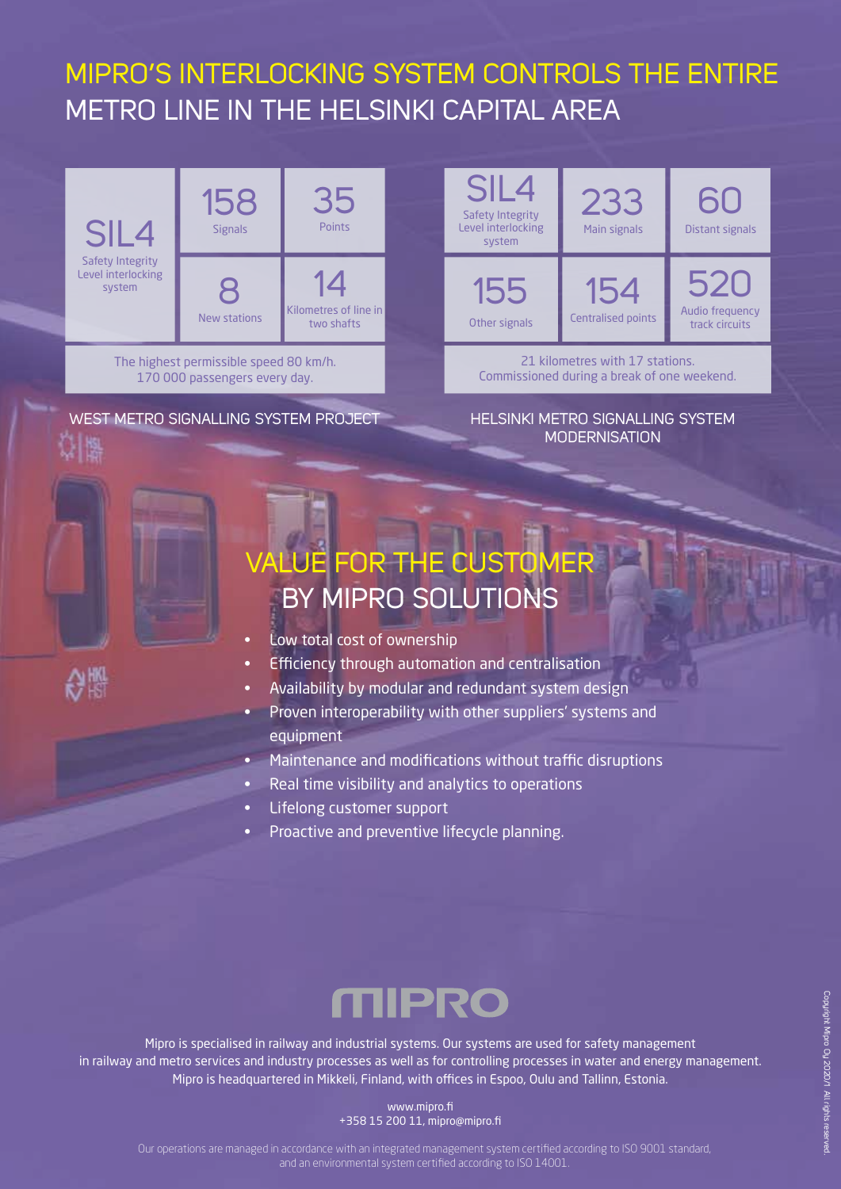# MIPRO'S INTERLOCKING SYSTEM CONTROLS THE ENTIRE METRO LINE IN THE HELSINKI CAPITAL AREA

| | | |
|---|---|---|
| SIL4 Safety Integrity Level interlocking system | 158 Signals | 35 Points |
| | 8 New stations | 14 Kilometres of line in two shafts |

The highest permissible speed 80 km/h.
170 000 passengers every day.

WEST METRO SIGNALLING SYSTEM PROJECT

| | | |
|---|---|---|
| SIL4 Safety Integrity Level interlocking system | 233 Main signals | 60 Distant signals |
| 155 Other signals | 154 Centralised points | 520 Audio frequency track circuits |

21 kilometres with 17 stations.
Commissioned during a break of one weekend.

HELSINKI METRO SIGNALLING SYSTEM MODERNISATION

## VALUE FOR THE CUSTOMER BY MIPRO SOLUTIONS

- Low total cost of ownership
- Efficiency through automation and centralisation
- Availability by modular and redundant system design
- Proven interoperability with other suppliers' systems and equipment
- Maintenance and modifications without traffic disruptions
- Real time visibility and analytics to operations
- Lifelong customer support
- Proactive and preventive lifecycle planning.

MIPRO

Mipro is specialised in railway and industrial systems. Our systems are used for safety management in railway and metro services and industry processes as well as for controlling processes in water and energy management. Mipro is headquartered in Mikkeli, Finland, with offices in Espoo, Oulu and Tallinn, Estonia.

www.mipro.fi
+358 15 200 11, mipro@mipro.fi

Our operations are managed in accordance with an integrated management system certified according to ISO 9001 standard, and an environmental system certified according to ISO 14001.

Copyright Mipro Oy 2020/1 All rights reserved.